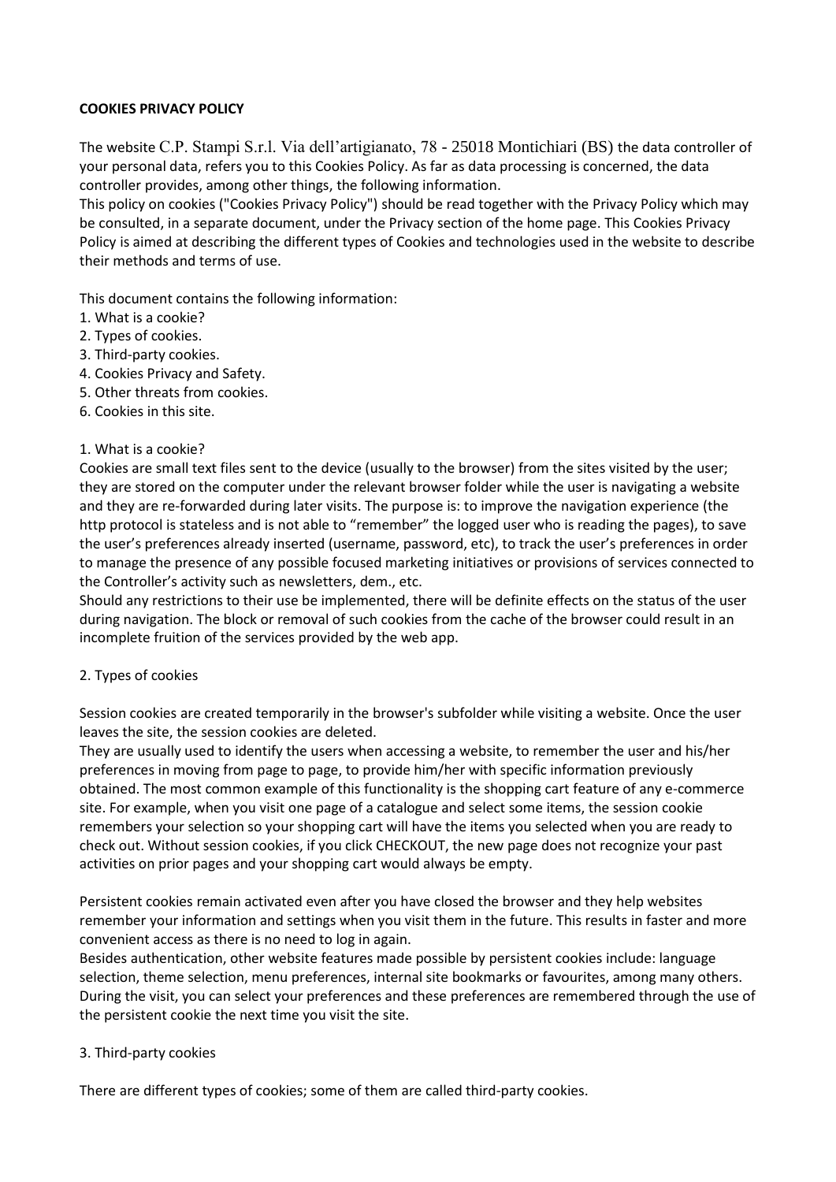**COOKIES PRIVACY POLICY**

The website C.P. Stampi S.r.l. Via dell'artigianato, 78 - 25018 Montichiari (BS) the data controller of your personal data, refers you to this Cookies Policy. As far as data processing is concerned, the data controller provides, among other things, the following information.

This policy on cookies ("Cookies Privacy Policy") should be read together with the Privacy Policy which may be consulted, in a separate document, under the Privacy section of the home page. This Cookies Privacy Policy is aimed at describing the different types of Cookies and technologies used in the website to describe their methods and terms of use.

This document contains the following information:

1. What is a cookie?
2. Types of cookies.
3. Third-party cookies.
4. Cookies Privacy and Safety.
5. Other threats from cookies.
6. Cookies in this site.

1. What is a cookie?

Cookies are small text files sent to the device (usually to the browser) from the sites visited by the user; they are stored on the computer under the relevant browser folder while the user is navigating a website and they are re-forwarded during later visits. The purpose is: to improve the navigation experience (the http protocol is stateless and is not able to "remember" the logged user who is reading the pages), to save the user's preferences already inserted (username, password, etc), to track the user's preferences in order to manage the presence of any possible focused marketing initiatives or provisions of services connected to the Controller's activity such as newsletters, dem., etc.

Should any restrictions to their use be implemented, there will be definite effects on the status of the user during navigation. The block or removal of such cookies from the cache of the browser could result in an incomplete fruition of the services provided by the web app.

2. Types of cookies

Session cookies are created temporarily in the browser's subfolder while visiting a website. Once the user leaves the site, the session cookies are deleted.

They are usually used to identify the users when accessing a website, to remember the user and his/her preferences in moving from page to page, to provide him/her with specific information previously obtained. The most common example of this functionality is the shopping cart feature of any e-commerce site. For example, when you visit one page of a catalogue and select some items, the session cookie remembers your selection so your shopping cart will have the items you selected when you are ready to check out. Without session cookies, if you click CHECKOUT, the new page does not recognize your past activities on prior pages and your shopping cart would always be empty.

Persistent cookies remain activated even after you have closed the browser and they help websites remember your information and settings when you visit them in the future. This results in faster and more convenient access as there is no need to log in again.

Besides authentication, other website features made possible by persistent cookies include: language selection, theme selection, menu preferences, internal site bookmarks or favourites, among many others. During the visit, you can select your preferences and these preferences are remembered through the use of the persistent cookie the next time you visit the site.

3. Third-party cookies

There are different types of cookies; some of them are called third-party cookies.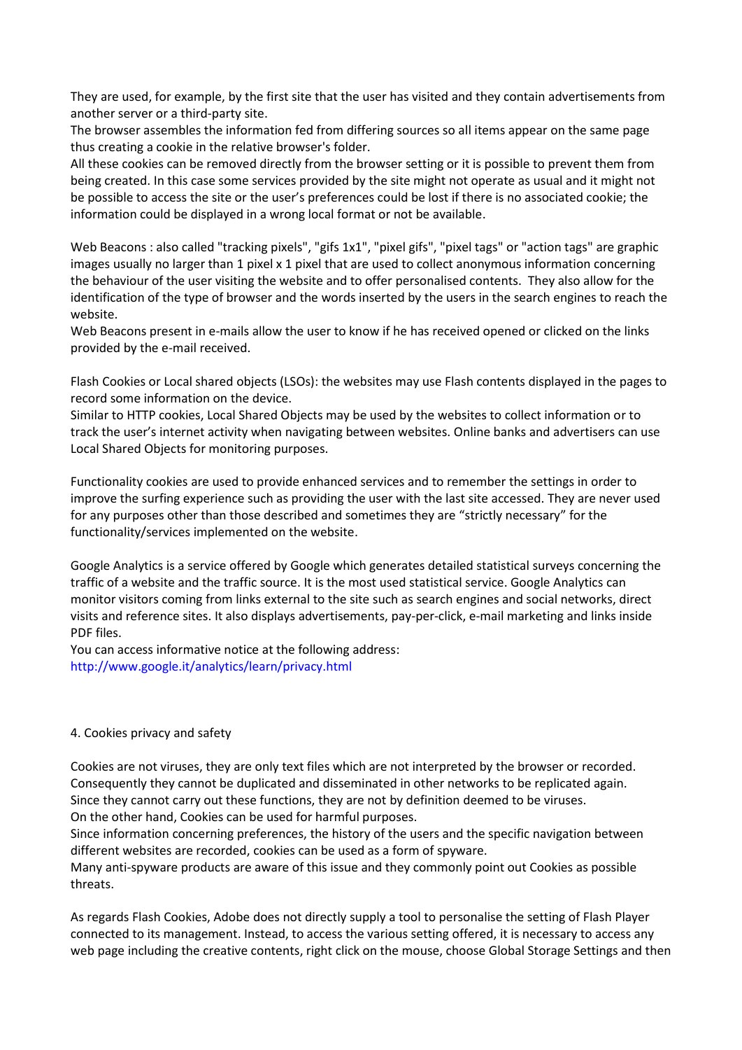They are used, for example, by the first site that the user has visited and they contain advertisements from another server or a third-party site.
The browser assembles the information fed from differing sources so all items appear on the same page thus creating a cookie in the relative browser's folder.
All these cookies can be removed directly from the browser setting or it is possible to prevent them from being created. In this case some services provided by the site might not operate as usual and it might not be possible to access the site or the user's preferences could be lost if there is no associated cookie; the information could be displayed in a wrong local format or not be available.

Web Beacons : also called "tracking pixels", "gifs 1x1", "pixel gifs", "pixel tags" or "action tags" are graphic images usually no larger than 1 pixel x 1 pixel that are used to collect anonymous information concerning the behaviour of the user visiting the website and to offer personalised contents. They also allow for the identification of the type of browser and the words inserted by the users in the search engines to reach the website.
Web Beacons present in e-mails allow the user to know if he has received opened or clicked on the links provided by the e-mail received.

Flash Cookies or Local shared objects (LSOs): the websites may use Flash contents displayed in the pages to record some information on the device.
Similar to HTTP cookies, Local Shared Objects may be used by the websites to collect information or to track the user's internet activity when navigating between websites. Online banks and advertisers can use Local Shared Objects for monitoring purposes.

Functionality cookies are used to provide enhanced services and to remember the settings in order to improve the surfing experience such as providing the user with the last site accessed. They are never used for any purposes other than those described and sometimes they are "strictly necessary" for the functionality/services implemented on the website.

Google Analytics is a service offered by Google which generates detailed statistical surveys concerning the traffic of a website and the traffic source. It is the most used statistical service. Google Analytics can monitor visitors coming from links external to the site such as search engines and social networks, direct visits and reference sites. It also displays advertisements, pay-per-click, e-mail marketing and links inside PDF files.
You can access informative notice at the following address:
http://www.google.it/analytics/learn/privacy.html

4. Cookies privacy and safety

Cookies are not viruses, they are only text files which are not interpreted by the browser or recorded. Consequently they cannot be duplicated and disseminated in other networks to be replicated again. Since they cannot carry out these functions, they are not by definition deemed to be viruses.
On the other hand, Cookies can be used for harmful purposes.
Since information concerning preferences, the history of the users and the specific navigation between different websites are recorded, cookies can be used as a form of spyware.
Many anti-spyware products are aware of this issue and they commonly point out Cookies as possible threats.

As regards Flash Cookies, Adobe does not directly supply a tool to personalise the setting of Flash Player connected to its management. Instead, to access the various setting offered, it is necessary to access any web page including the creative contents, right click on the mouse, choose Global Storage Settings and then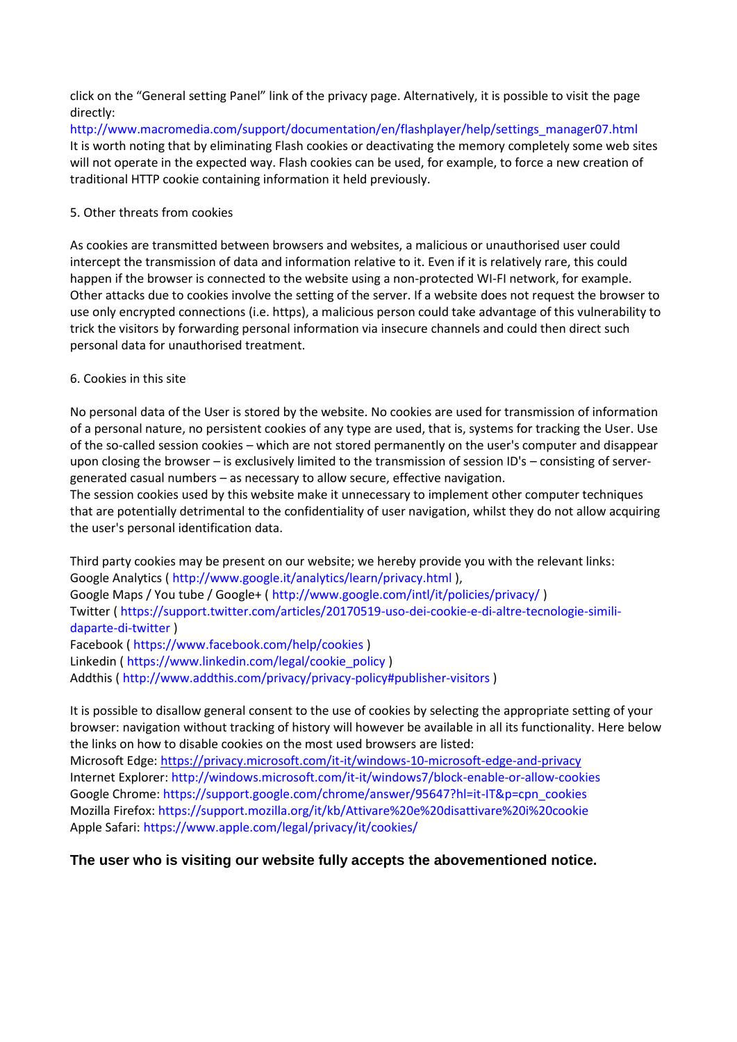click on the "General setting Panel" link of the privacy page. Alternatively, it is possible to visit the page directly:
http://www.macromedia.com/support/documentation/en/flashplayer/help/settings_manager07.html
It is worth noting that by eliminating Flash cookies or deactivating the memory completely some web sites will not operate in the expected way. Flash cookies can be used, for example, to force a new creation of traditional HTTP cookie containing information it held previously.

5. Other threats from cookies

As cookies are transmitted between browsers and websites, a malicious or unauthorised user could intercept the transmission of data and information relative to it. Even if it is relatively rare, this could happen if the browser is connected to the website using a non-protected WI-FI network, for example. Other attacks due to cookies involve the setting of the server. If a website does not request the browser to use only encrypted connections (i.e. https), a malicious person could take advantage of this vulnerability to trick the visitors by forwarding personal information via insecure channels and could then direct such personal data for unauthorised treatment.

6. Cookies in this site

No personal data of the User is stored by the website. No cookies are used for transmission of information of a personal nature, no persistent cookies of any type are used, that is, systems for tracking the User. Use of the so-called session cookies – which are not stored permanently on the user's computer and disappear upon closing the browser – is exclusively limited to the transmission of session ID's – consisting of server-generated casual numbers – as necessary to allow secure, effective navigation.
The session cookies used by this website make it unnecessary to implement other computer techniques that are potentially detrimental to the confidentiality of user navigation, whilst they do not allow acquiring the user's personal identification data.

Third party cookies may be present on our website; we hereby provide you with the relevant links:
Google Analytics ( http://www.google.it/analytics/learn/privacy.html ),
Google Maps / You tube / Google+ ( http://www.google.com/intl/it/policies/privacy/ )
Twitter ( https://support.twitter.com/articles/20170519-uso-dei-cookie-e-di-altre-tecnologie-simili-daparte-di-twitter )
Facebook ( https://www.facebook.com/help/cookies )
Linkedin ( https://www.linkedin.com/legal/cookie_policy )
Addthis ( http://www.addthis.com/privacy/privacy-policy#publisher-visitors )

It is possible to disallow general consent to the use of cookies by selecting the appropriate setting of your browser: navigation without tracking of history will however be available in all its functionality. Here below the links on how to disable cookies on the most used browsers are listed:
Microsoft Edge: https://privacy.microsoft.com/it-it/windows-10-microsoft-edge-and-privacy
Internet Explorer: http://windows.microsoft.com/it-it/windows7/block-enable-or-allow-cookies
Google Chrome: https://support.google.com/chrome/answer/95647?hl=it-IT&p=cpn_cookies
Mozilla Firefox: https://support.mozilla.org/it/kb/Attivare%20e%20disattivare%20i%20cookie
Apple Safari: https://www.apple.com/legal/privacy/it/cookies/

**The user who is visiting our website fully accepts the abovementioned notice.**